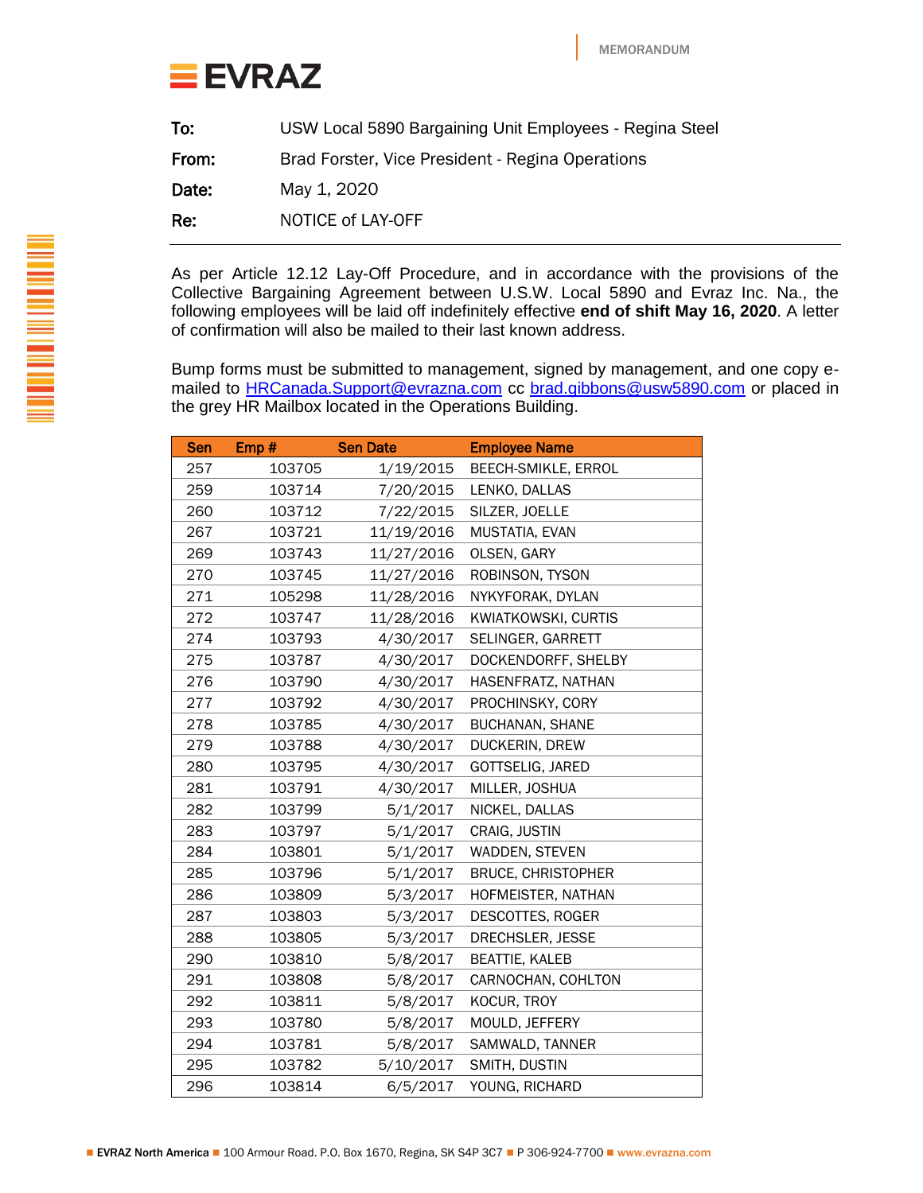EVRAZ

MEMORANDUM

**To:** USW Local 5890 Bargaining Unit Employees - Regina Steel

**From:** Brad Forster, Vice President - Regina Operations

**Date:** May 1, 2020

**Re:** NOTICE of LAY-OFF

---

As per Article 12.12 Lay-Off Procedure, and in accordance with the provisions of the Collective Bargaining Agreement between U.S.W. Local 5890 and Evraz Inc. Na., the following employees will be laid off indefinitely effective **end of shift May 16, 2020**. A letter of confirmation will also be mailed to their last known address.

Bump forms must be submitted to management, signed by management, and one copy e-mailed to HRCanada.Support@evrazna.com cc brad.gibbons@usw5890.com or placed in the grey HR Mailbox located in the Operations Building.

| Sen | Emp # | Sen Date | Employee Name |
|---|---|---|---|
| 257 | 103705 | 1/19/2015 | BEECH-SMIKLE, ERROL |
| 259 | 103714 | 7/20/2015 | LENKO, DALLAS |
| 260 | 103712 | 7/22/2015 | SILZER, JOELLE |
| 267 | 103721 | 11/19/2016 | MUSTATIA, EVAN |
| 269 | 103743 | 11/27/2016 | OLSEN, GARY |
| 270 | 103745 | 11/27/2016 | ROBINSON, TYSON |
| 271 | 105298 | 11/28/2016 | NYKYFORAK, DYLAN |
| 272 | 103747 | 11/28/2016 | KWIATKOWSKI, CURTIS |
| 274 | 103793 | 4/30/2017 | SELINGER, GARRETT |
| 275 | 103787 | 4/30/2017 | DOCKENDORFF, SHELBY |
| 276 | 103790 | 4/30/2017 | HASENFRATZ, NATHAN |
| 277 | 103792 | 4/30/2017 | PROCHINSKY, CORY |
| 278 | 103785 | 4/30/2017 | BUCHANAN, SHANE |
| 279 | 103788 | 4/30/2017 | DUCKERIN, DREW |
| 280 | 103795 | 4/30/2017 | GOTTSELIG, JARED |
| 281 | 103791 | 4/30/2017 | MILLER, JOSHUA |
| 282 | 103799 | 5/1/2017 | NICKEL, DALLAS |
| 283 | 103797 | 5/1/2017 | CRAIG, JUSTIN |
| 284 | 103801 | 5/1/2017 | WADDEN, STEVEN |
| 285 | 103796 | 5/1/2017 | BRUCE, CHRISTOPHER |
| 286 | 103809 | 5/3/2017 | HOFMEISTER, NATHAN |
| 287 | 103803 | 5/3/2017 | DESCOTTES, ROGER |
| 288 | 103805 | 5/3/2017 | DRECHSLER, JESSE |
| 290 | 103810 | 5/8/2017 | BEATTIE, KALEB |
| 291 | 103808 | 5/8/2017 | CARNOCHAN, COHLTON |
| 292 | 103811 | 5/8/2017 | KOCUR, TROY |
| 293 | 103780 | 5/8/2017 | MOULD, JEFFERY |
| 294 | 103781 | 5/8/2017 | SAMWALD, TANNER |
| 295 | 103782 | 5/10/2017 | SMITH, DUSTIN |
| 296 | 103814 | 6/5/2017 | YOUNG, RICHARD |

EVRAZ North America ■ 100 Armour Road. P.O. Box 1670, Regina, SK S4P 3C7 ■ P 306-924-7700 ■ www.evrazna.com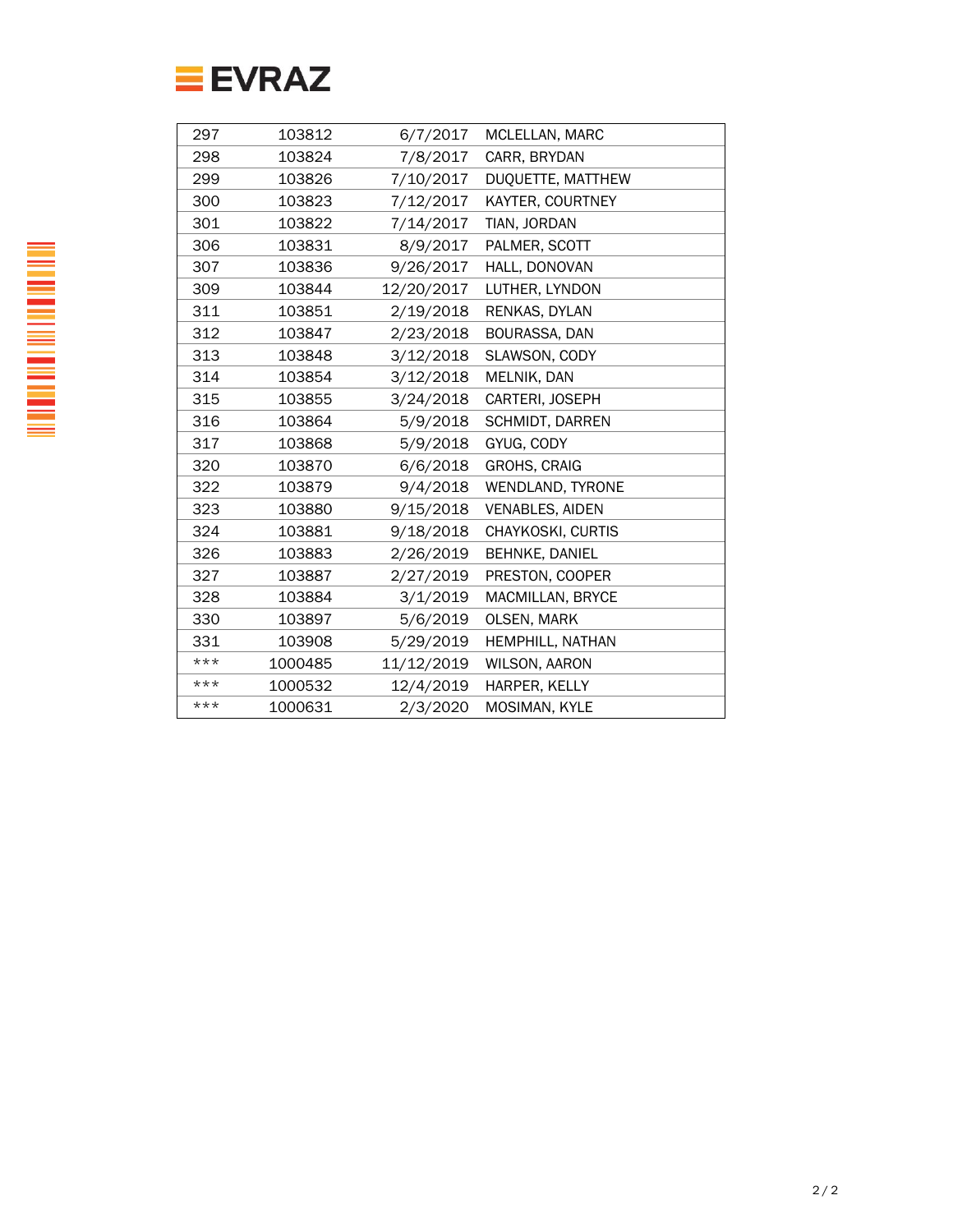**EVRAZ**

| | | | |
|---|---|---|---|
| 297 | 103812 | 6/7/2017 | MCLELLAN, MARC |
| 298 | 103824 | 7/8/2017 | CARR, BRYDAN |
| 299 | 103826 | 7/10/2017 | DUQUETTE, MATTHEW |
| 300 | 103823 | 7/12/2017 | KAYTER, COURTNEY |
| 301 | 103822 | 7/14/2017 | TIAN, JORDAN |
| 306 | 103831 | 8/9/2017 | PALMER, SCOTT |
| 307 | 103836 | 9/26/2017 | HALL, DONOVAN |
| 309 | 103844 | 12/20/2017 | LUTHER, LYNDON |
| 311 | 103851 | 2/19/2018 | RENKAS, DYLAN |
| 312 | 103847 | 2/23/2018 | BOURASSA, DAN |
| 313 | 103848 | 3/12/2018 | SLAWSON, CODY |
| 314 | 103854 | 3/12/2018 | MELNIK, DAN |
| 315 | 103855 | 3/24/2018 | CARTERI, JOSEPH |
| 316 | 103864 | 5/9/2018 | SCHMIDT, DARREN |
| 317 | 103868 | 5/9/2018 | GYUG, CODY |
| 320 | 103870 | 6/6/2018 | GROHS, CRAIG |
| 322 | 103879 | 9/4/2018 | WENDLAND, TYRONE |
| 323 | 103880 | 9/15/2018 | VENABLES, AIDEN |
| 324 | 103881 | 9/18/2018 | CHAYKOSKI, CURTIS |
| 326 | 103883 | 2/26/2019 | BEHNKE, DANIEL |
| 327 | 103887 | 2/27/2019 | PRESTON, COOPER |
| 328 | 103884 | 3/1/2019 | MACMILLAN, BRYCE |
| 330 | 103897 | 5/6/2019 | OLSEN, MARK |
| 331 | 103908 | 5/29/2019 | HEMPHILL, NATHAN |
| *** | 1000485 | 11/12/2019 | WILSON, AARON |
| *** | 1000532 | 12/4/2019 | HARPER, KELLY |
| *** | 1000631 | 2/3/2020 | MOSIMAN, KYLE |